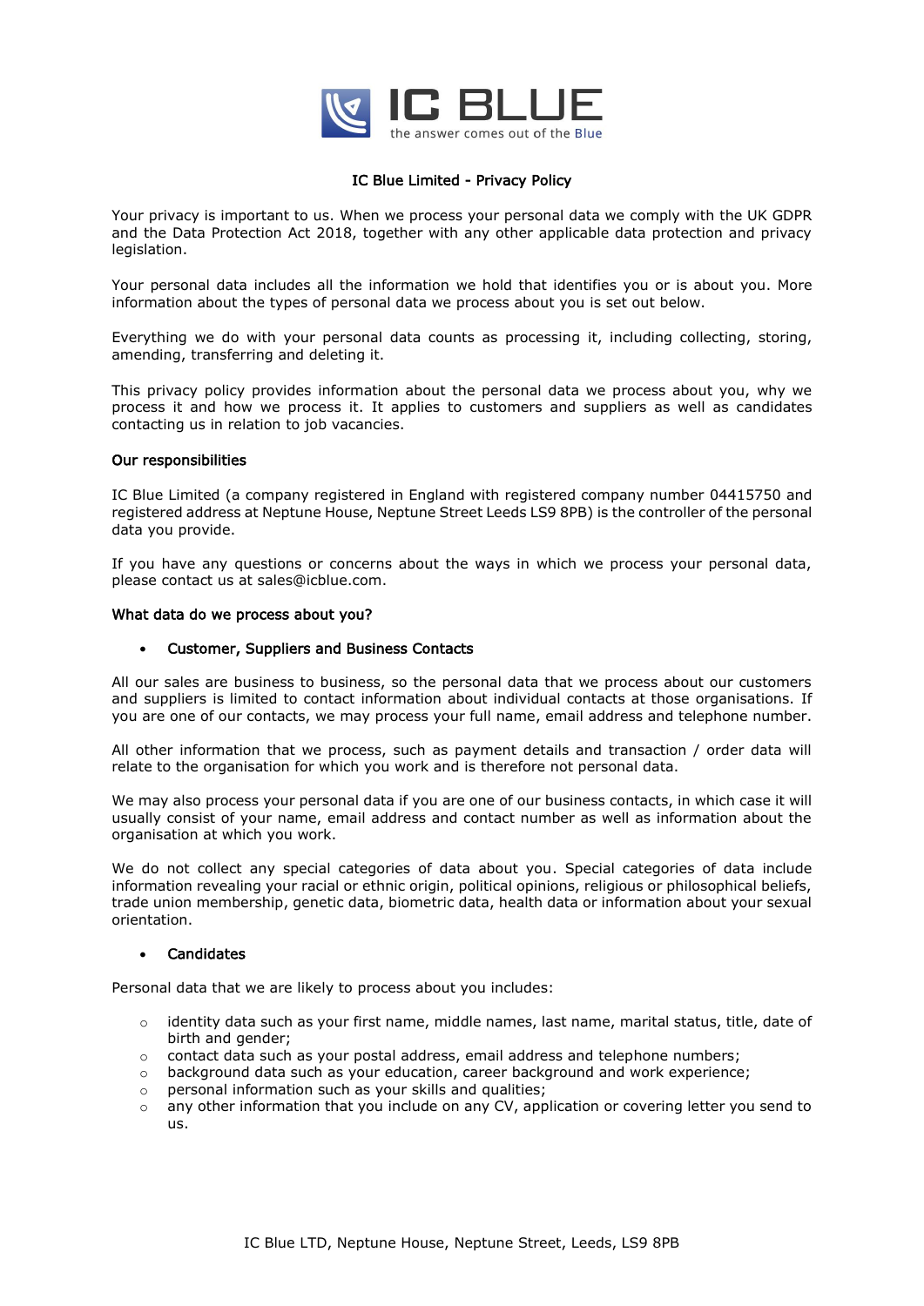# IC Blue Limited - Privacy Policy

Your privacy is important to us. When we process your personal data we comply with the UK GDPR and the Data Protection Act 2018, together with any other applicable data protection and privacy legislation.

Your personal data includes all the information we hold that identifies you or is about you. More information about the types of personal data we process about you is set out below.

Everything we do with your personal data counts as processing it, including collecting, storing, amending, transferring and deleting it.

This privacy policy provides information about the personal data we process about you, why we process it and how we process it. It applies to customers and suppliers as well as candidates contacting us in relation to job vacancies.

## Our responsibilities

IC Blue Limited (a company registered in England with registered company number 04415750 and registered address at Neptune House, Neptune Street Leeds LS9 8PB) is the controller of the personal data you provide.

If you have any questions or concerns about the ways in which we process your personal data, please contact us at sales@icblue.com.

## What data do we process about you?

- **Customer, Suppliers and Business Contacts**

All our sales are business to business, so the personal data that we process about our customers and suppliers is limited to contact information about individual contacts at those organisations. If you are one of our contacts, we may process your full name, email address and telephone number.

All other information that we process, such as payment details and transaction / order data will relate to the organisation for which you work and is therefore not personal data.

We may also process your personal data if you are one of our business contacts, in which case it will usually consist of your name, email address and contact number as well as information about the organisation at which you work.

We do not collect any special categories of data about you. Special categories of data include information revealing your racial or ethnic origin, political opinions, religious or philosophical beliefs, trade union membership, genetic data, biometric data, health data or information about your sexual orientation.

- **Candidates**

Personal data that we are likely to process about you includes:

- identity data such as your first name, middle names, last name, marital status, title, date of birth and gender;
- contact data such as your postal address, email address and telephone numbers;
- background data such as your education, career background and work experience;
- personal information such as your skills and qualities;
- any other information that you include on any CV, application or covering letter you send to us.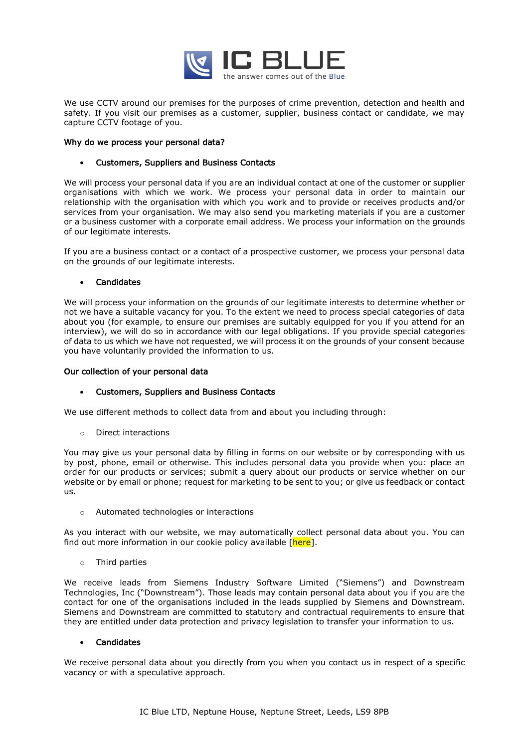We use CCTV around our premises for the purposes of crime prevention, detection and health and safety. If you visit our premises as a customer, supplier, business contact or candidate, we may capture CCTV footage of you.

**Why do we process your personal data?**

- **Customers, Suppliers and Business Contacts**

We will process your personal data if you are an individual contact at one of the customer or supplier organisations with which we work. We process your personal data in order to maintain our relationship with the organisation with which you work and to provide or receives products and/or services from your organisation. We may also send you marketing materials if you are a customer or a business customer with a corporate email address. We process your information on the grounds of our legitimate interests.

If you are a business contact or a contact of a prospective customer, we process your personal data on the grounds of our legitimate interests.

- **Candidates**

We will process your information on the grounds of our legitimate interests to determine whether or not we have a suitable vacancy for you. To the extent we need to process special categories of data about you (for example, to ensure our premises are suitably equipped for you if you attend for an interview), we will do so in accordance with our legal obligations. If you provide special categories of data to us which we have not requested, we will process it on the grounds of your consent because you have voluntarily provided the information to us.

**Our collection of your personal data**

- **Customers, Suppliers and Business Contacts**

We use different methods to collect data from and about you including through:

  - Direct interactions

You may give us your personal data by filling in forms on our website or by corresponding with us by post, phone, email or otherwise. This includes personal data you provide when you: place an order for our products or services; submit a query about our products or service whether on our website or by email or phone; request for marketing to be sent to you; or give us feedback or contact us.

  - Automated technologies or interactions

As you interact with our website, we may automatically collect personal data about you. You can find out more information in our cookie policy available [here].

  - Third parties

We receive leads from Siemens Industry Software Limited ("Siemens") and Downstream Technologies, Inc ("Downstream"). Those leads may contain personal data about you if you are the contact for one of the organisations included in the leads supplied by Siemens and Downstream. Siemens and Downstream are committed to statutory and contractual requirements to ensure that they are entitled under data protection and privacy legislation to transfer your information to us.

- **Candidates**

We receive personal data about you directly from you when you contact us in respect of a specific vacancy or with a speculative approach.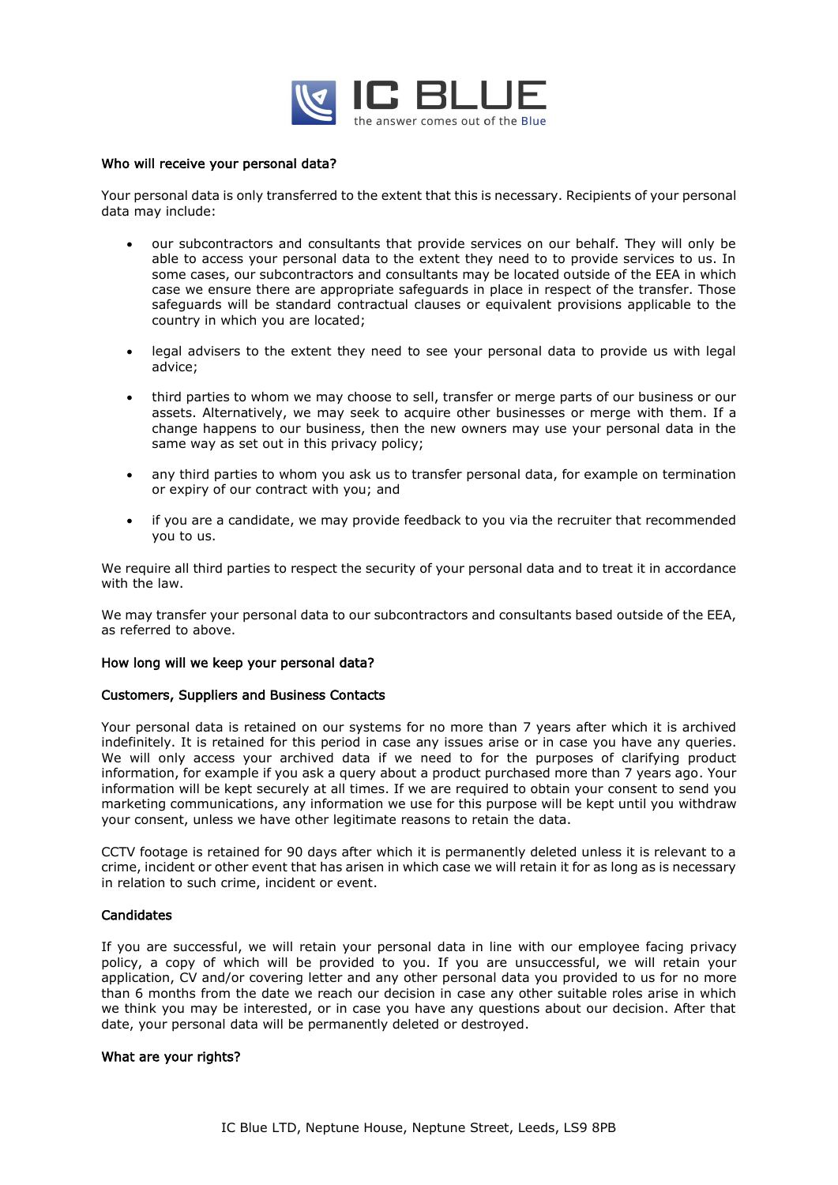**Who will receive your personal data?**

Your personal data is only transferred to the extent that this is necessary. Recipients of your personal data may include:

- our subcontractors and consultants that provide services on our behalf. They will only be able to access your personal data to the extent they need to to provide services to us. In some cases, our subcontractors and consultants may be located outside of the EEA in which case we ensure there are appropriate safeguards in place in respect of the transfer. Those safeguards will be standard contractual clauses or equivalent provisions applicable to the country in which you are located;

- legal advisers to the extent they need to see your personal data to provide us with legal advice;

- third parties to whom we may choose to sell, transfer or merge parts of our business or our assets. Alternatively, we may seek to acquire other businesses or merge with them. If a change happens to our business, then the new owners may use your personal data in the same way as set out in this privacy policy;

- any third parties to whom you ask us to transfer personal data, for example on termination or expiry of our contract with you; and

- if you are a candidate, we may provide feedback to you via the recruiter that recommended you to us.

We require all third parties to respect the security of your personal data and to treat it in accordance with the law.

We may transfer your personal data to our subcontractors and consultants based outside of the EEA, as referred to above.

**How long will we keep your personal data?**

**Customers, Suppliers and Business Contacts**

Your personal data is retained on our systems for no more than 7 years after which it is archived indefinitely. It is retained for this period in case any issues arise or in case you have any queries. We will only access your archived data if we need to for the purposes of clarifying product information, for example if you ask a query about a product purchased more than 7 years ago. Your information will be kept securely at all times. If we are required to obtain your consent to send you marketing communications, any information we use for this purpose will be kept until you withdraw your consent, unless we have other legitimate reasons to retain the data.

CCTV footage is retained for 90 days after which it is permanently deleted unless it is relevant to a crime, incident or other event that has arisen in which case we will retain it for as long as is necessary in relation to such crime, incident or event.

**Candidates**

If you are successful, we will retain your personal data in line with our employee facing privacy policy, a copy of which will be provided to you. If you are unsuccessful, we will retain your application, CV and/or covering letter and any other personal data you provided to us for no more than 6 months from the date we reach our decision in case any other suitable roles arise in which we think you may be interested, or in case you have any questions about our decision. After that date, your personal data will be permanently deleted or destroyed.

**What are your rights?**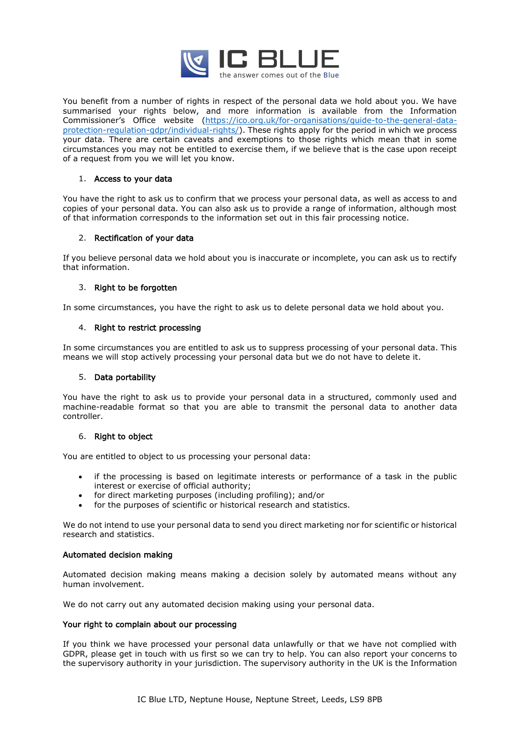You benefit from a number of rights in respect of the personal data we hold about you. We have summarised your rights below, and more information is available from the Information Commissioner's Office website ([https://ico.org.uk/for-organisations/guide-to-the-general-data-protection-regulation-gdpr/individual-rights/](https://ico.org.uk/for-organisations/guide-to-the-general-data-protection-regulation-gdpr/individual-rights/)). These rights apply for the period in which we process your data. There are certain caveats and exemptions to those rights which mean that in some circumstances you may not be entitled to exercise them, if we believe that is the case upon receipt of a request from you we will let you know.

1. **Access to your data**

You have the right to ask us to confirm that we process your personal data, as well as access to and copies of your personal data. You can also ask us to provide a range of information, although most of that information corresponds to the information set out in this fair processing notice.

2. **Rectification of your data**

If you believe personal data we hold about you is inaccurate or incomplete, you can ask us to rectify that information.

3. **Right to be forgotten**

In some circumstances, you have the right to ask us to delete personal data we hold about you.

4. **Right to restrict processing**

In some circumstances you are entitled to ask us to suppress processing of your personal data. This means we will stop actively processing your personal data but we do not have to delete it.

5. **Data portability**

You have the right to ask us to provide your personal data in a structured, commonly used and machine-readable format so that you are able to transmit the personal data to another data controller.

6. **Right to object**

You are entitled to object to us processing your personal data:

- if the processing is based on legitimate interests or performance of a task in the public interest or exercise of official authority;
- for direct marketing purposes (including profiling); and/or
- for the purposes of scientific or historical research and statistics.

We do not intend to use your personal data to send you direct marketing nor for scientific or historical research and statistics.

**Automated decision making**

Automated decision making means making a decision solely by automated means without any human involvement.

We do not carry out any automated decision making using your personal data.

**Your right to complain about our processing**

If you think we have processed your personal data unlawfully or that we have not complied with GDPR, please get in touch with us first so we can try to help. You can also report your concerns to the supervisory authority in your jurisdiction. The supervisory authority in the UK is the Information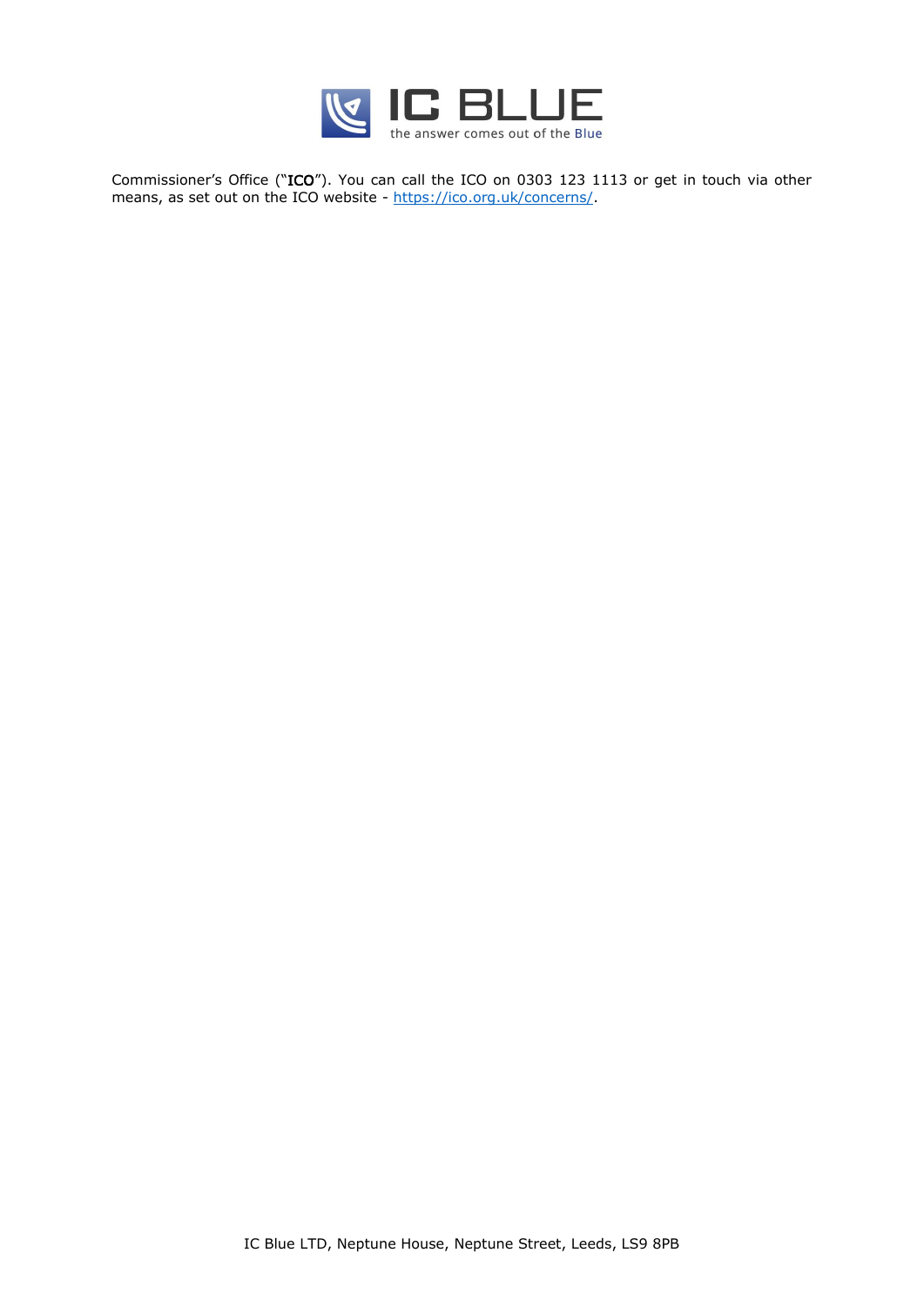Commissioner's Office ("**ICO**"). You can call the ICO on 0303 123 1113 or get in touch via other means, as set out on the ICO website - https://ico.org.uk/concerns/.